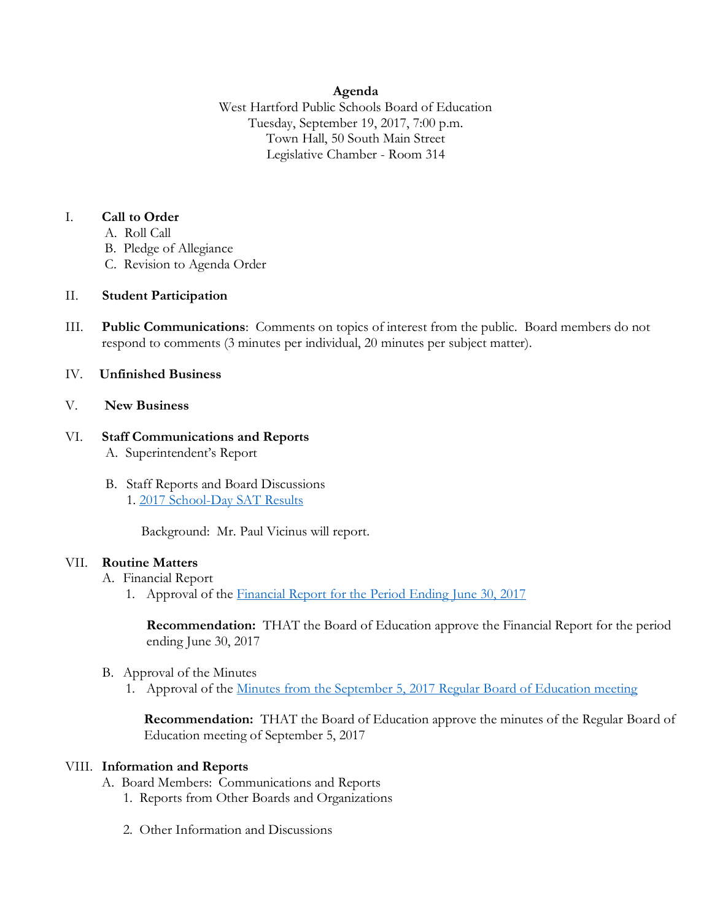**Agenda**

West Hartford Public Schools Board of Education
Tuesday, September 19, 2017, 7:00 p.m.
Town Hall, 50 South Main Street
Legislative Chamber - Room 314

I. **Call to Order**
   A. Roll Call
   B. Pledge of Allegiance
   C. Revision to Agenda Order

II. **Student Participation**

III. **Public Communications**: Comments on topics of interest from the public. Board members do not respond to comments (3 minutes per individual, 20 minutes per subject matter).

IV. **Unfinished Business**

V. **New Business**

VI. **Staff Communications and Reports**
   A. Superintendent's Report

   B. Staff Reports and Board Discussions
      1. 2017 School-Day SAT Results

      Background: Mr. Paul Vicinus will report.

VII. **Routine Matters**
   A. Financial Report
      1. Approval of the Financial Report for the Period Ending June 30, 2017

      **Recommendation:** THAT the Board of Education approve the Financial Report for the period ending June 30, 2017

   B. Approval of the Minutes
      1. Approval of the Minutes from the September 5, 2017 Regular Board of Education meeting

      **Recommendation:** THAT the Board of Education approve the minutes of the Regular Board of Education meeting of September 5, 2017

VIII. **Information and Reports**
   A. Board Members: Communications and Reports
      1. Reports from Other Boards and Organizations

      2. Other Information and Discussions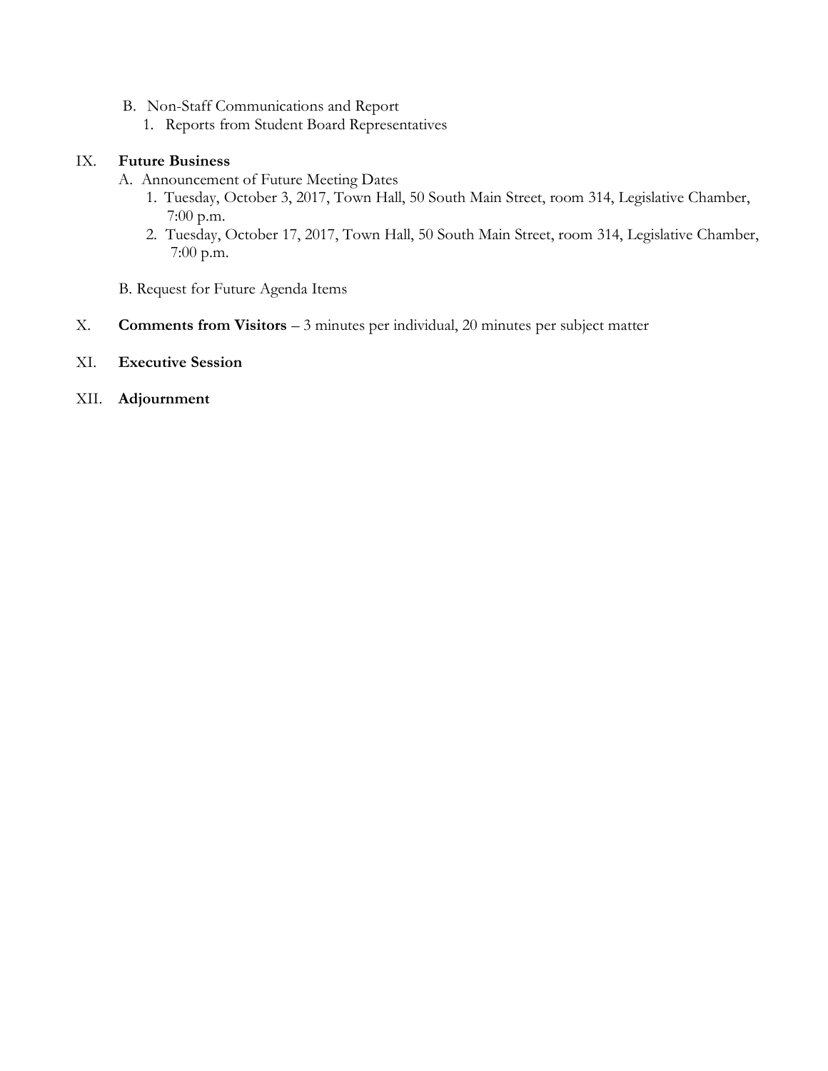B. Non-Staff Communications and Report
   1. Reports from Student Board Representatives

IX. **Future Business**
   A. Announcement of Future Meeting Dates
      1. Tuesday, October 3, 2017, Town Hall, 50 South Main Street, room 314, Legislative Chamber, 7:00 p.m.
      2. Tuesday, October 17, 2017, Town Hall, 50 South Main Street, room 314, Legislative Chamber, 7:00 p.m.

   B. Request for Future Agenda Items

X. **Comments from Visitors** – 3 minutes per individual, 20 minutes per subject matter

XI. **Executive Session**

XII. **Adjournment**